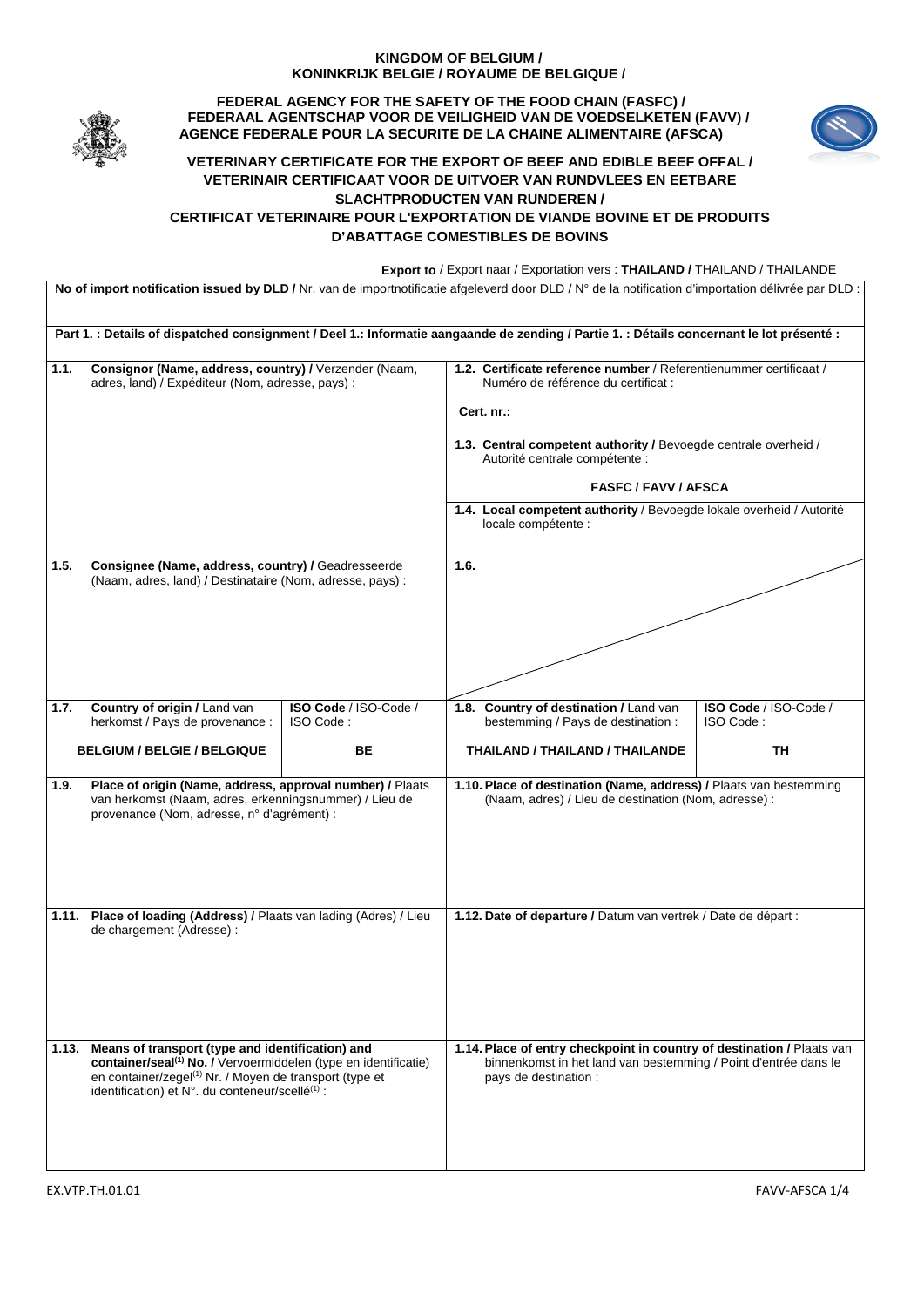**KINGDOM OF BELGIUM /**
**KONINKRIJK BELGIE / ROYAUME DE BELGIQUE /**

**FEDERAL AGENCY FOR THE SAFETY OF THE FOOD CHAIN (FASFC) /**
**FEDERAAL AGENTSCHAP VOOR DE VEILIGHEID VAN DE VOEDSELKETEN (FAVV) /**
**AGENCE FEDERALE POUR LA SECURITE DE LA CHAINE ALIMENTAIRE (AFSCA)**

# VETERINARY CERTIFICATE FOR THE EXPORT OF BEEF AND EDIBLE BEEF OFFAL / VETERINAIR CERTIFICAAT VOOR DE UITVOER VAN RUNDVLEES EN EETBARE SLACHTPRODUCTEN VAN RUNDEREN / CERTIFICAT VETERINAIRE POUR L'EXPORTATION DE VIANDE BOVINE ET DE PRODUITS D'ABATTAGE COMESTIBLES DE BOVINS

**Export to** / Export naar / Exportation vers : **THAILAND /** THAILAND / THAILANDE

**No of import notification issued by DLD /** Nr. van de importnotificatie afgeleverd door DLD / N° de la notification d'importation délivrée par DLD :

**Part 1. : Details of dispatched consignment / Deel 1.: Informatie aangaande de zending / Partie 1. : Détails concernant le lot présenté :**

| | |
|---|---|
| **1.1. Consignor (Name, address, country) /** Verzender (Naam, adres, land) / Expéditeur (Nom, adresse, pays) : | **1.2. Certificate reference number** / Referentienummer certificaat / Numéro de référence du certificat :<br><br>**Cert. nr.:**<br><br>**1.3. Central competent authority /** Bevoegde centrale overheid / Autorité centrale compétente :<br><br>**FASFC / FAVV / AFSCA**<br><br>**1.4. Local competent authority** / Bevoegde lokale overheid / Autorité locale compétente : |
| **1.5. Consignee (Name, address, country) /** Geadresseerde (Naam, adres, land) / Destinataire (Nom, adresse, pays) : | **1.6.** |
| **1.7. Country of origin /** Land van herkomst / Pays de provenance : **BELGIUM / BELGIE / BELGIQUE** — **ISO Code** / ISO-Code / ISO Code : **BE** | **1.8. Country of destination /** Land van bestemming / Pays de destination : **THAILAND / THAILAND / THAILANDE** — **ISO Code** / ISO-Code / ISO Code : **TH** |
| **1.9. Place of origin (Name, address, approval number) /** Plaats van herkomst (Naam, adres, erkenningsnummer) / Lieu de provenance (Nom, adresse, n° d'agrément) : | **1.10. Place of destination (Name, address) /** Plaats van bestemming (Naam, adres) / Lieu de destination (Nom, adresse) : |
| **1.11. Place of loading (Address) /** Plaats van lading (Adres) / Lieu de chargement (Adresse) : | **1.12. Date of departure /** Datum van vertrek / Date de départ : |
| **1.13. Means of transport (type and identification) and container/seal[(1)] No. /** Vervoermiddelen (type en identificatie) en container/zegel[(1)] Nr. / Moyen de transport (type et identification) et N°. du conteneur/scellé[(1)] : | **1.14. Place of entry checkpoint in country of destination /** Plaats van binnenkomst in het land van bestemming / Point d'entrée dans le pays de destination : |

EX.VTP.TH.01.01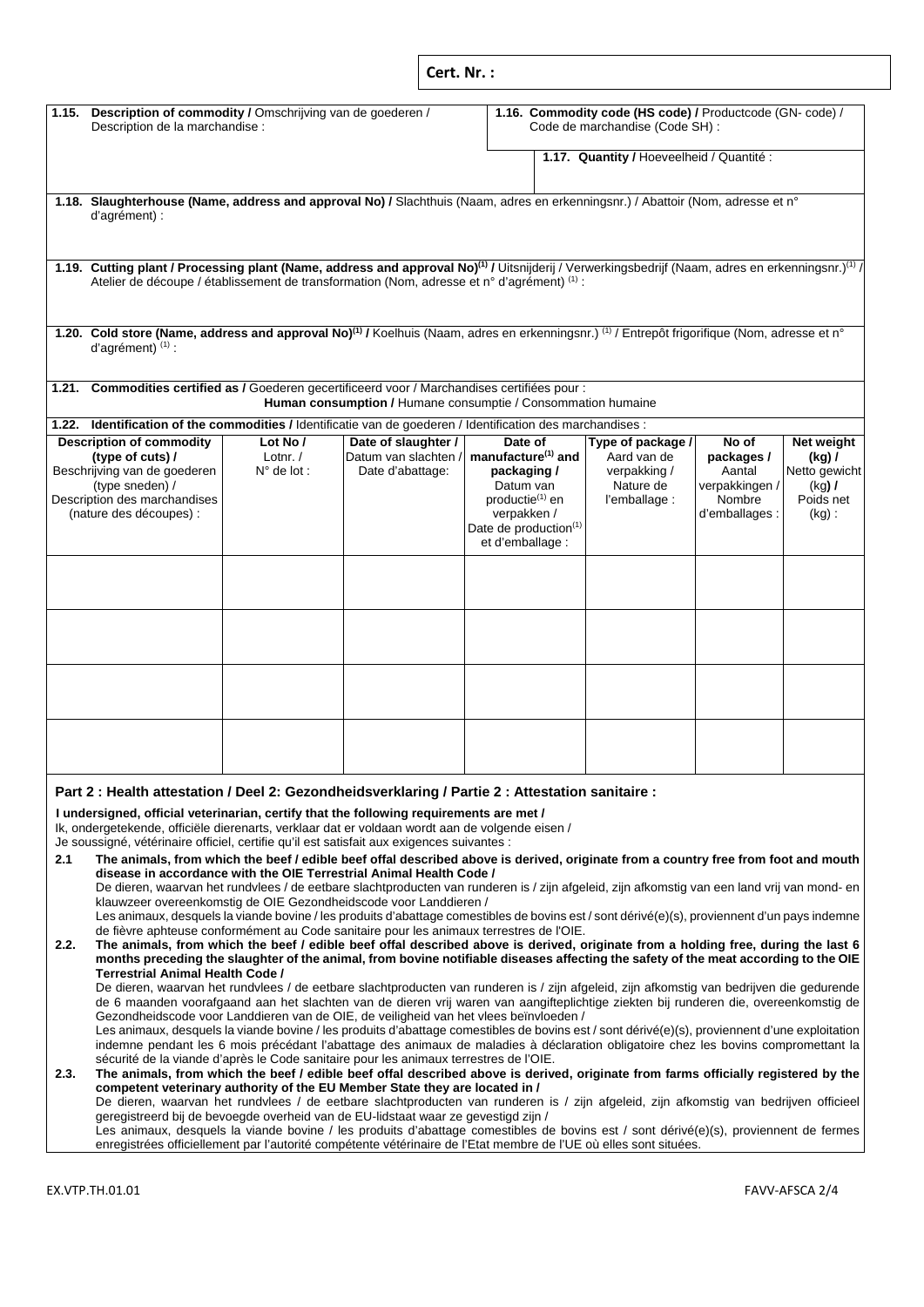**Cert. Nr. :**

**1.15. Description of commodity /** Omschrijving van de goederen / Description de la marchandise :

**1.16. Commodity code (HS code) /** Productcode (GN- code) / Code de marchandise (Code SH) :

**1.17. Quantity /** Hoeveelheid / Quantité :

**1.18. Slaughterhouse (Name, address and approval No) /** Slachthuis (Naam, adres en erkenningsnr.) / Abattoir (Nom, adresse et n° d'agrément) :

**1.19. Cutting plant / Processing plant (Name, address and approval No)[(1)] /** Uitsnijderij / Verwerkingsbedrijf (Naam, adres en erkenningsnr.)[(1)] / Atelier de découpe / établissement de transformation (Nom, adresse et n° d'agrément) [(1)] :

**1.20. Cold store (Name, address and approval No)[(1)] /** Koelhuis (Naam, adres en erkenningsnr.) [(1)] / Entrepôt frigorifique (Nom, adresse et n° d'agrément) [(1)] :

**1.21. Commodities certified as /** Goederen gecertificeerd voor / Marchandises certifiées pour :
**Human consumption /** Humane consumptie / Consommation humaine

**1.22. Identification of the commodities /** Identificatie van de goederen / Identification des marchandises :

| **Description of commodity (type of cuts) /** Beschrijving van de goederen (type sneden) / Description des marchandises (nature des découpes) : | **Lot No /** Lotnr. / N° de lot : | **Date of slaughter /** Datum van slachten / Date d'abattage: | **Date of manufacture[(1)] and packaging /** Datum van productie[(1)] en verpakken / Date de production[(1)] et d'emballage : | **Type of package /** Aard van de verpakking / Nature de l'emballage : | **No of packages /** Aantal verpakkingen / Nombre d'emballages : | **Net weight (kg) /** Netto gewicht (kg) **/** Poids net (kg) : |
|---|---|---|---|---|---|---|
| | | | | | | |
| | | | | | | |
| | | | | | | |
| | | | | | | |

## Part 2 : Health attestation / Deel 2: Gezondheidsverklaring / Partie 2 : Attestation sanitaire :

**I undersigned, official veterinarian, certify that the following requirements are met /**
Ik, ondergetekende, officiële dierenarts, verklaar dat er voldaan wordt aan de volgende eisen /
Je soussigné, vétérinaire officiel, certifie qu'il est satisfait aux exigences suivantes :

**2.1** **The animals, from which the beef / edible beef offal described above is derived, originate from a country free from foot and mouth disease in accordance with the OIE Terrestrial Animal Health Code /**
De dieren, waarvan het rundvlees / de eetbare slachtproducten van runderen is / zijn afgeleid, zijn afkomstig van een land vrij van mond- en klauwzeer overeenkomstig de OIE Gezondheidscode voor Landdieren /
Les animaux, desquels la viande bovine / les produits d'abattage comestibles de bovins est / sont dérivé(e)(s), proviennent d'un pays indemne de fièvre aphteuse conformément au Code sanitaire pour les animaux terrestres de l'OIE.

**2.2.** **The animals, from which the beef / edible beef offal described above is derived, originate from a holding free, during the last 6 months preceding the slaughter of the animal, from bovine notifiable diseases affecting the safety of the meat according to the OIE Terrestrial Animal Health Code /**
De dieren, waarvan het rundvlees / de eetbare slachtproducten van runderen is / zijn afgeleid, zijn afkomstig van bedrijven die gedurende de 6 maanden voorafgaand aan het slachten van de dieren vrij waren van aangifteplichtige ziekten bij runderen die, overeenkomstig de Gezondheidscode voor Landdieren van de OIE, de veiligheid van het vlees beïnvloeden /
Les animaux, desquels la viande bovine / les produits d'abattage comestibles de bovins est / sont dérivé(e)(s), proviennent d'une exploitation indemne pendant les 6 mois précédant l'abattage des animaux de maladies à déclaration obligatoire chez les bovins compromettant la sécurité de la viande d'après le Code sanitaire pour les animaux terrestres de l'OIE.

**2.3.** **The animals, from which the beef / edible beef offal described above is derived, originate from farms officially registered by the competent veterinary authority of the EU Member State they are located in /**
De dieren, waarvan het rundvlees / de eetbare slachtproducten van runderen is / zijn afgeleid, zijn afkomstig van bedrijven officieel geregistreerd bij de bevoegde overheid van de EU-lidstaat waar ze gevestigd zijn /
Les animaux, desquels la viande bovine / les produits d'abattage comestibles de bovins est / sont dérivé(e)(s), proviennent de fermes enregistrées officiellement par l'autorité compétente vétérinaire de l'Etat membre de l'UE où elles sont situées.

EX.VTP.TH.01.01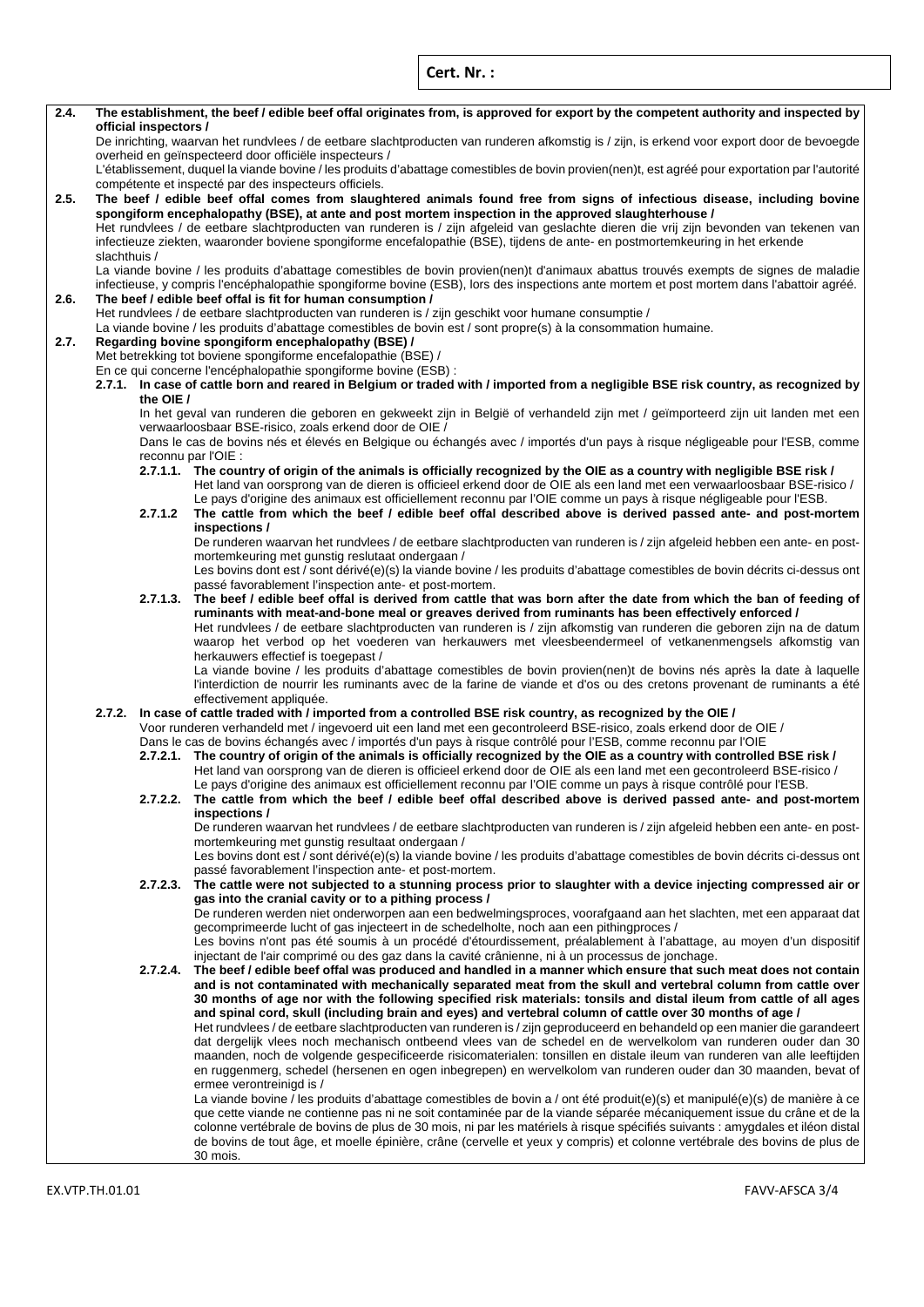**Cert. Nr. :**

**2.4. The establishment, the beef / edible beef offal originates from, is approved for export by the competent authority and inspected by official inspectors /**
De inrichting, waarvan het rundvlees / de eetbare slachtproducten van runderen afkomstig is / zijn, is erkend voor export door de bevoegde overheid en geïnspecteerd door officiële inspecteurs /
L'établissement, duquel la viande bovine / les produits d'abattage comestibles de bovin provien(nen)t, est agréé pour exportation par l'autorité compétente et inspecté par des inspecteurs officiels.

**2.5. The beef / edible beef offal comes from slaughtered animals found free from signs of infectious disease, including bovine spongiform encephalopathy (BSE), at ante and post mortem inspection in the approved slaughterhouse /**
Het rundvlees / de eetbare slachtproducten van runderen is / zijn afgeleid van geslachte dieren die vrij zijn bevonden van tekenen van infectieuze ziekten, waaronder boviene spongiforme encefalopathie (BSE), tijdens de ante- en postmortemkeuring in het erkende slachthuis /
La viande bovine / les produits d'abattage comestibles de bovin provien(nen)t d'animaux abattus trouvés exempts de signes de maladie infectieuse, y compris l'encéphalopathie spongiforme bovine (ESB), lors des inspections ante mortem et post mortem dans l'abattoir agréé.

**2.6. The beef / edible beef offal is fit for human consumption /**
Het rundvlees / de eetbare slachtproducten van runderen is / zijn geschikt voor humane consumptie /
La viande bovine / les produits d'abattage comestibles de bovin est / sont propre(s) à la consommation humaine.

**2.7. Regarding bovine spongiform encephalopathy (BSE) /**
Met betrekking tot boviene spongiforme encefalopathie (BSE) /
En ce qui concerne l'encéphalopathie spongiforme bovine (ESB) :

**2.7.1. In case of cattle born and reared in Belgium or traded with / imported from a negligible BSE risk country, as recognized by the OIE /**
In het geval van runderen die geboren en gekweekt zijn in België of verhandeld zijn met / geïmporteerd zijn uit landen met een verwaarloosbaar BSE-risico, zoals erkend door de OIE /
Dans le cas de bovins nés et élevés en Belgique ou échangés avec / importés d'un pays à risque négligeable pour l'ESB, comme reconnu par l'OIE :

**2.7.1.1. The country of origin of the animals is officially recognized by the OIE as a country with negligible BSE risk /**
Het land van oorsprong van de dieren is officieel erkend door de OIE als een land met een verwaarloosbaar BSE-risico /
Le pays d'origine des animaux est officiellement reconnu par l'OIE comme un pays à risque négligeable pour l'ESB.

**2.7.1.2 The cattle from which the beef / edible beef offal described above is derived passed ante- and post-mortem inspections /**
De runderen waarvan het rundvlees / de eetbare slachtproducten van runderen is / zijn afgeleid hebben een ante- en post-mortemkeuring met gunstig reslutaat ondergaan /
Les bovins dont est / sont dérivé(e)(s) la viande bovine / les produits d'abattage comestibles de bovin décrits ci-dessus ont passé favorablement l'inspection ante- et post-mortem.

**2.7.1.3. The beef / edible beef offal is derived from cattle that was born after the date from which the ban of feeding of ruminants with meat-and-bone meal or greaves derived from ruminants has been effectively enforced /**
Het rundvlees / de eetbare slachtproducten van runderen is / zijn afkomstig van runderen die geboren zijn na de datum waarop het verbod op het voederen van herkauwers met vleesbeendermeel of vetkanenmengsels afkomstig van herkauwers effectief is toegepast /
La viande bovine / les produits d'abattage comestibles de bovin provien(nen)t de bovins nés après la date à laquelle l'interdiction de nourrir les ruminants avec de la farine de viande et d'os ou des cretons provenant de ruminants a été effectivement appliquée.

**2.7.2. In case of cattle traded with / imported from a controlled BSE risk country, as recognized by the OIE /**
Voor runderen verhandeld met / ingevoerd uit een land met een gecontroleerd BSE-risico, zoals erkend door de OIE /
Dans le cas de bovins échangés avec / importés d'un pays à risque contrôlé pour l'ESB, comme reconnu par l'OIE

**2.7.2.1. The country of origin of the animals is officially recognized by the OIE as a country with controlled BSE risk /**
Het land van oorsprong van de dieren is officieel erkend door de OIE als een land met een gecontroleerd BSE-risico /
Le pays d'origine des animaux est officiellement reconnu par l'OIE comme un pays à risque contrôlé pour l'ESB.

**2.7.2.2. The cattle from which the beef / edible beef offal described above is derived passed ante- and post-mortem inspections /**
De runderen waarvan het rundvlees / de eetbare slachtproducten van runderen is / zijn afgeleid hebben een ante- en post-mortemkeuring met gunstig resultaat ondergaan /
Les bovins dont est / sont dérivé(e)(s) la viande bovine / les produits d'abattage comestibles de bovin décrits ci-dessus ont passé favorablement l'inspection ante- et post-mortem.

**2.7.2.3. The cattle were not subjected to a stunning process prior to slaughter with a device injecting compressed air or gas into the cranial cavity or to a pithing process /**
De runderen werden niet onderworpen aan een bedwelmingsproces, voorafgaand aan het slachten, met een apparaat dat gecomprimeerde lucht of gas injecteert in de schedelholte, noch aan een pithingproces /
Les bovins n'ont pas été soumis à un procédé d'étourdissement, préalablement à l'abattage, au moyen d'un dispositif injectant de l'air comprimé ou des gaz dans la cavité crânienne, ni à un processus de jonchage.

**2.7.2.4. The beef / edible beef offal was produced and handled in a manner which ensure that such meat does not contain and is not contaminated with mechanically separated meat from the skull and vertebral column from cattle over 30 months of age nor with the following specified risk materials: tonsils and distal ileum from cattle of all ages and spinal cord, skull (including brain and eyes) and vertebral column of cattle over 30 months of age /**
Het rundvlees / de eetbare slachtproducten van runderen is / zijn geproduceerd en behandeld op een manier die garandeert dat dergelijk vlees noch mechanisch ontbeend vlees van de schedel en de wervelkolom van runderen ouder dan 30 maanden, noch de volgende gespecificeerde risicomaterialen: tonsillen en distale ileum van runderen van alle leeftijden en ruggenmerg, schedel (hersenen en ogen inbegrepen) en wervelkolom van runderen ouder dan 30 maanden, bevat of ermee verontreinigd is /
La viande bovine / les produits d'abattage comestibles de bovin a / ont été produit(e)(s) et manipulé(e)(s) de manière à ce que cette viande ne contienne pas ni ne soit contaminée par de la viande séparée mécaniquement issue du crâne et de la colonne vertébrale de bovins de plus de 30 mois, ni par les matériels à risque spécifiés suivants : amygdales et iléon distal de bovins de tout âge, et moelle épinière, crâne (cervelle et yeux y compris) et colonne vertébrale des bovins de plus de 30 mois.

EX.VTP.TH.01.01

FAVV-AFSCA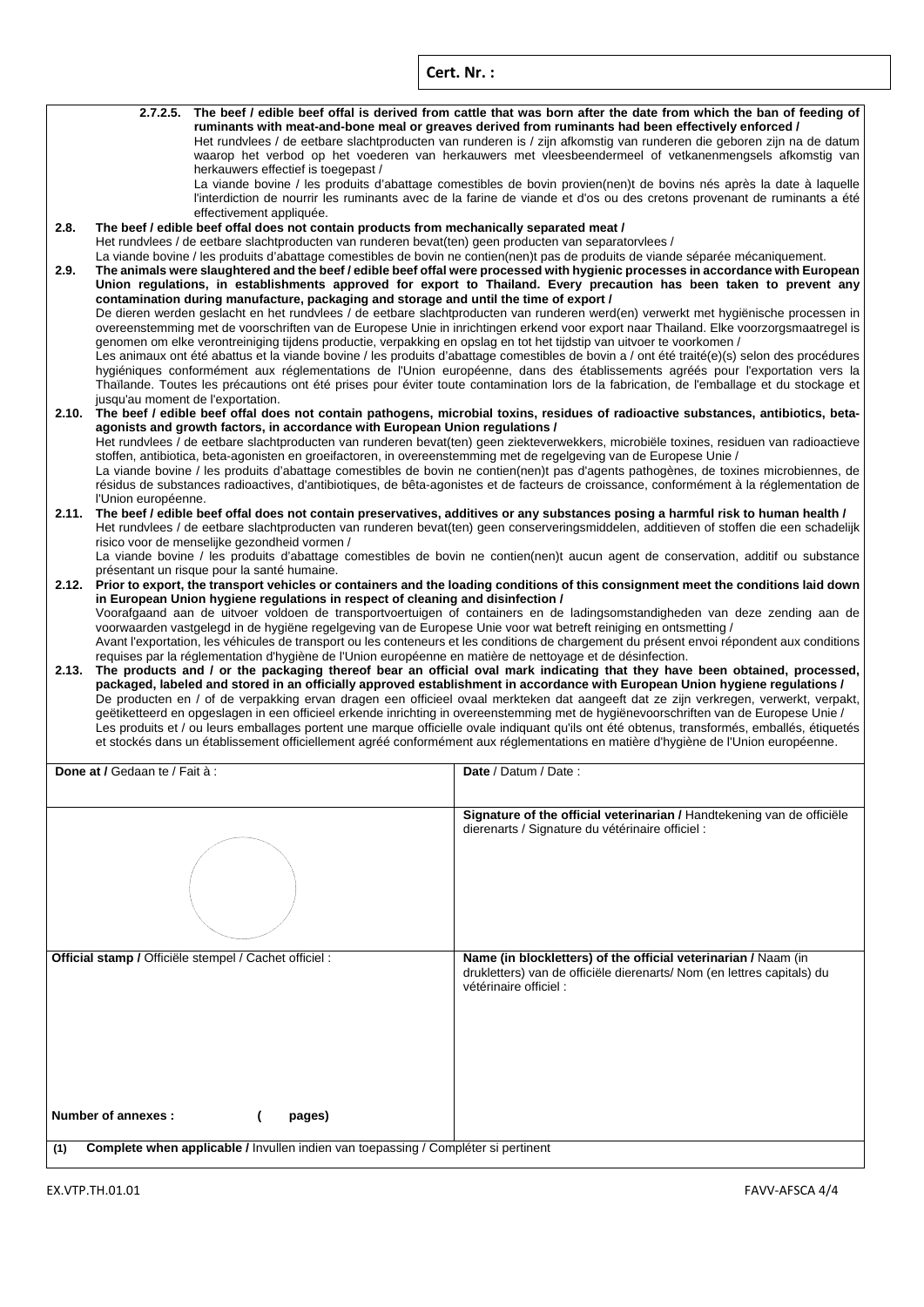**Cert. Nr. :**

**2.7.2.5. The beef / edible beef offal is derived from cattle that was born after the date from which the ban of feeding of ruminants with meat-and-bone meal or greaves derived from ruminants had been effectively enforced /**
Het rundvlees / de eetbare slachtproducten van runderen is / zijn afkomstig van runderen die geboren zijn na de datum waarop het verbod op het voederen van herkauwers met vleesbeendermeel of vetkanenmengsels afkomstig van herkauwers effectief is toegepast /
La viande bovine / les produits d'abattage comestibles de bovin provien(nen)t de bovins nés après la date à laquelle l'interdiction de nourrir les ruminants avec de la farine de viande et d'os ou des cretons provenant de ruminants a été effectivement appliquée.

**2.8. The beef / edible beef offal does not contain products from mechanically separated meat /**
Het rundvlees / de eetbare slachtproducten van runderen bevat(ten) geen producten van separatorvlees /
La viande bovine / les produits d'abattage comestibles de bovin ne contien(nen)t pas de produits de viande séparée mécaniquement.

**2.9. The animals were slaughtered and the beef / edible beef offal were processed with hygienic processes in accordance with European Union regulations, in establishments approved for export to Thailand. Every precaution has been taken to prevent any contamination during manufacture, packaging and storage and until the time of export /**
De dieren werden geslacht en het rundvlees / de eetbare slachtproducten van runderen werd(en) verwerkt met hygiënische processen in overeenstemming met de voorschriften van de Europese Unie in inrichtingen erkend voor export naar Thailand. Elke voorzorgsmaatregel is genomen om elke verontreiniging tijdens productie, verpakking en opslag en tot het tijdstip van uitvoer te voorkomen /
Les animaux ont été abattus et la viande bovine / les produits d'abattage comestibles de bovin a / ont été traité(e)(s) selon des procédures hygiéniques conformément aux réglementations de l'Union européenne, dans des établissements agréés pour l'exportation vers la Thaïlande. Toutes les précautions ont été prises pour éviter toute contamination lors de la fabrication, de l'emballage et du stockage et jusqu'au moment de l'exportation.

**2.10. The beef / edible beef offal does not contain pathogens, microbial toxins, residues of radioactive substances, antibiotics, beta-agonists and growth factors, in accordance with European Union regulations /**
Het rundvlees / de eetbare slachtproducten van runderen bevat(ten) geen ziekteverwekkers, microbiële toxines, residuen van radioactieve stoffen, antibiotica, beta-agonisten en groeifactoren, in overeenstemming met de regelgeving van de Europese Unie /
La viande bovine / les produits d'abattage comestibles de bovin ne contien(nen)t pas d'agents pathogènes, de toxines microbiennes, de résidus de substances radioactives, d'antibiotiques, de bêta-agonistes et de facteurs de croissance, conformément à la réglementation de l'Union européenne.

**2.11. The beef / edible beef offal does not contain preservatives, additives or any substances posing a harmful risk to human health /**
Het rundvlees / de eetbare slachtproducten van runderen bevat(ten) geen conserveringsmiddelen, additieven of stoffen die een schadelijk risico voor de menselijke gezondheid vormen /
La viande bovine / les produits d'abattage comestibles de bovin ne contien(nen)t aucun agent de conservation, additif ou substance présentant un risque pour la santé humaine.

**2.12. Prior to export, the transport vehicles or containers and the loading conditions of this consignment meet the conditions laid down in European Union hygiene regulations in respect of cleaning and disinfection /**
Voorafgaand aan de uitvoer voldoen de transportvoertuigen of containers en de ladingsomstandigheden van deze zending aan de voorwaarden vastgelegd in de hygiëne regelgeving van de Europese Unie voor wat betreft reiniging en ontsmetting /
Avant l'exportation, les véhicules de transport ou les conteneurs et les conditions de chargement du présent envoi répondent aux conditions requises par la réglementation d'hygiène de l'Union européenne en matière de nettoyage et de désinfection.

**2.13. The products and / or the packaging thereof bear an official oval mark indicating that they have been obtained, processed, packaged, labeled and stored in an officially approved establishment in accordance with European Union hygiene regulations /**
De producten en / of de verpakking ervan dragen een officieel ovaal merkteken dat aangeeft dat ze zijn verkregen, verwerkt, verpakt, geëtiketteerd en opgeslagen in een officieel erkende inrichting in overeenstemming met de hygiënevoorschriften van de Europese Unie /
Les produits et / ou leurs emballages portent une marque officielle ovale indiquant qu'ils ont été obtenus, transformés, emballés, étiquetés et stockés dans un établissement officiellement agréé conformément aux réglementations en matière d'hygiène de l'Union européenne.

| | |
|---|---|
| **Done at /** Gedaan te / Fait à : | **Date** / Datum / Date : |
| | **Signature of the official veterinarian /** Handtekening van de officiële dierenarts / Signature du vétérinaire officiel : |
| **Official stamp /** Officiële stempel / Cachet officiel : | **Name (in blockletters) of the official veterinarian /** Naam (in drukletters) van de officiële dierenarts/ Nom (en lettres capitals) du vétérinaire officiel : |
| **Number of annexes : ( pages)** | |

(1) **Complete when applicable /** Invullen indien van toepassing / Compléter si pertinent

EX.VTP.TH.01.01